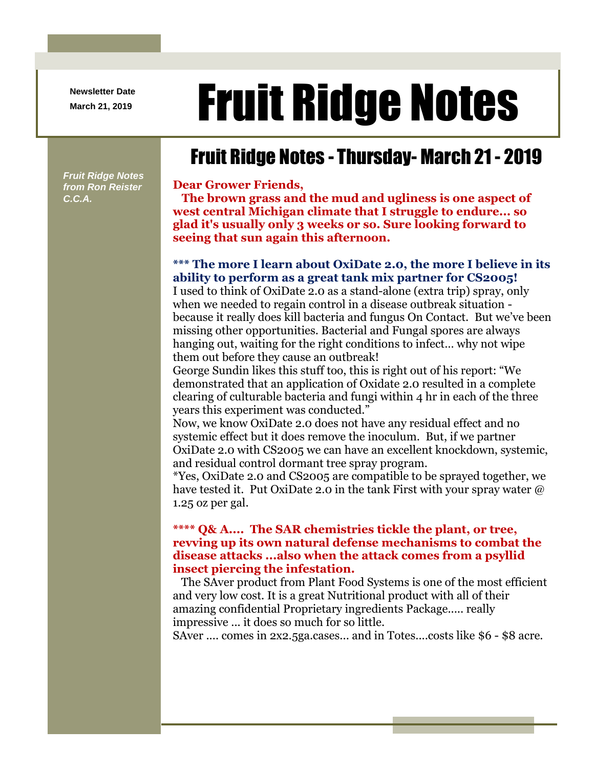Newsletter Date
March 21, 2019

# Fruit Ridge Notes

## Fruit Ridge Notes - Thursday- March 21 - 2019

*Fruit Ridge Notes from Ron Reister C.C.A.*

**Dear Grower Friends,**

**The brown grass and the mud and ugliness is one aspect of west central Michigan climate that I struggle to endure… so glad it's usually only 3 weeks or so. Sure looking forward to seeing that sun again this afternoon.**

**\*\*\* The more I learn about OxiDate 2.0, the more I believe in its ability to perform as a great tank mix partner for CS2005!**

I used to think of OxiDate 2.0 as a stand-alone (extra trip) spray, only when we needed to regain control in a disease outbreak situation - because it really does kill bacteria and fungus On Contact. But we've been missing other opportunities. Bacterial and Fungal spores are always hanging out, waiting for the right conditions to infect… why not wipe them out before they cause an outbreak!

George Sundin likes this stuff too, this is right out of his report: "We demonstrated that an application of Oxidate 2.0 resulted in a complete clearing of culturable bacteria and fungi within 4 hr in each of the three years this experiment was conducted."

Now, we know OxiDate 2.0 does not have any residual effect and no systemic effect but it does remove the inoculum. But, if we partner OxiDate 2.0 with CS2005 we can have an excellent knockdown, systemic, and residual control dormant tree spray program.

*Yes, OxiDate 2.0 and CS2005 are compatible to be sprayed together, we have tested it. Put OxiDate 2.0 in the tank First with your spray water @ 1.25 oz per gal.

**\*\*\*\* Q& A…. The SAR chemistries tickle the plant, or tree, revving up its own natural defense mechanisms to combat the disease attacks …also when the attack comes from a psyllid insect piercing the infestation.**

The SAver product from Plant Food Systems is one of the most efficient and very low cost. It is a great Nutritional product with all of their amazing confidential Proprietary ingredients Package….. really impressive … it does so much for so little.

SAver …. comes in 2x2.5ga.cases… and in Totes….costs like $6 - $8 acre.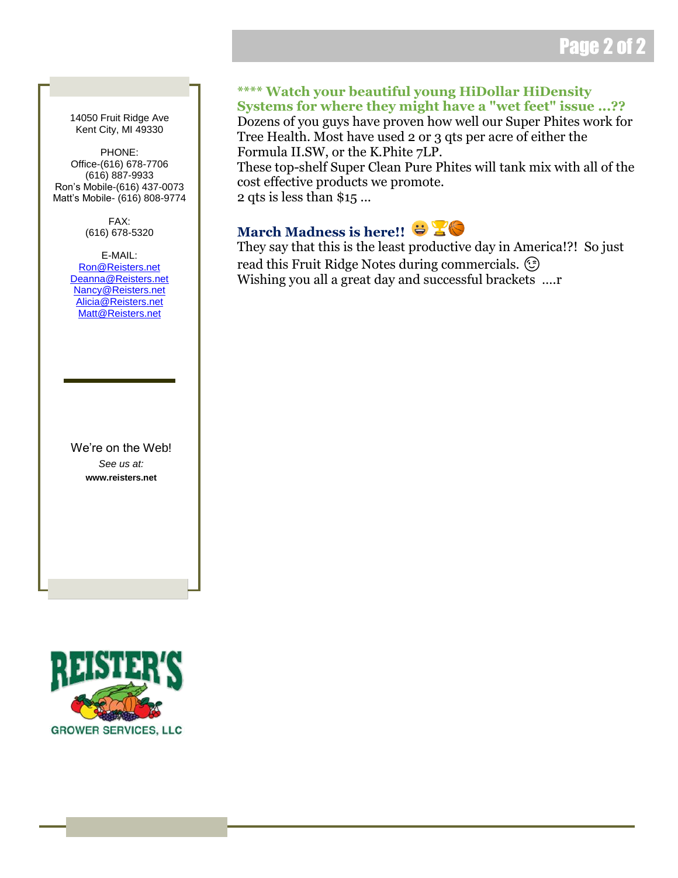14050 Fruit Ridge Ave
Kent City, MI 49330

PHONE:
Office-(616) 678-7706
(616) 887-9933
Ron's Mobile-(616) 437-0073
Matt's Mobile- (616) 808-9774

FAX:
(616) 678-5320

E-MAIL:
Ron@Reisters.net
Deanna@Reisters.net
Nancy@Reisters.net
Alicia@Reisters.net
Matt@Reisters.net

We're on the Web!
*See us at:*
**www.reisters.net**

REISTER'S
GROWER SERVICES, LLC

### **** Watch your beautiful young HiDollar HiDensity Systems for where they might have a "wet feet" issue ...??

Dozens of you guys have proven how well our Super Phites work for Tree Health. Most have used 2 or 3 qts per acre of either the Formula II.SW, or the K.Phite 7LP.
These top-shelf Super Clean Pure Phites will tank mix with all of the cost effective products we promote.
2 qts is less than $15 ...

### March Madness is here!! 😀🏆🏀

They say that this is the least productive day in America!?! So just read this Fruit Ridge Notes during commercials. 😉
Wishing you all a great day and successful brackets ....r